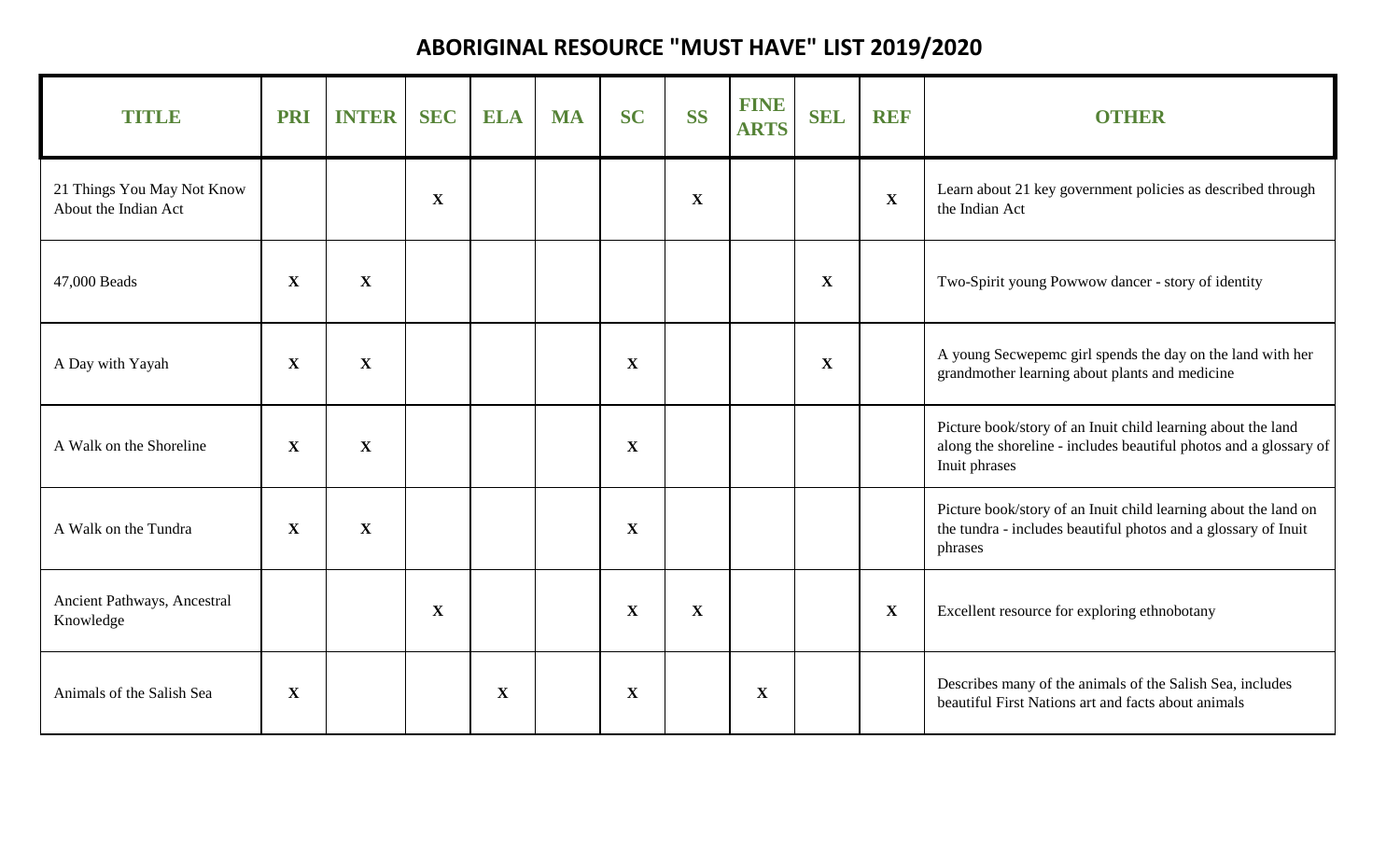# ABORIGINAL RESOURCE "MUST HAVE" LIST 2019/2020

| TITLE | PRI | INTER | SEC | ELA | MA | SC | SS | FINE ARTS | SEL | REF | OTHER |
|---|---|---|---|---|---|---|---|---|---|---|---|
| 21 Things You May Not Know About the Indian Act | | | X | | | | X | | | X | Learn about 21 key government policies as described through the Indian Act |
| 47,000 Beads | X | X | | | | | | | X | | Two-Spirit young Powwow dancer - story of identity |
| A Day with Yayah | X | X | | | | X | | | X | | A young Secwepemc girl spends the day on the land with her grandmother learning about plants and medicine |
| A Walk on the Shoreline | X | X | | | | X | | | | | Picture book/story of an Inuit child learning about the land along the shoreline - includes beautiful photos and a glossary of Inuit phrases |
| A Walk on the Tundra | X | X | | | | X | | | | | Picture book/story of an Inuit child learning about the land on the tundra - includes beautiful photos and a glossary of Inuit phrases |
| Ancient Pathways, Ancestral Knowledge | | | X | | | X | X | | | X | Excellent resource for exploring ethnobotany |
| Animals of the Salish Sea | X | | | X | | X | | X | | | Describes many of the animals of the Salish Sea, includes beautiful First Nations art and facts about animals |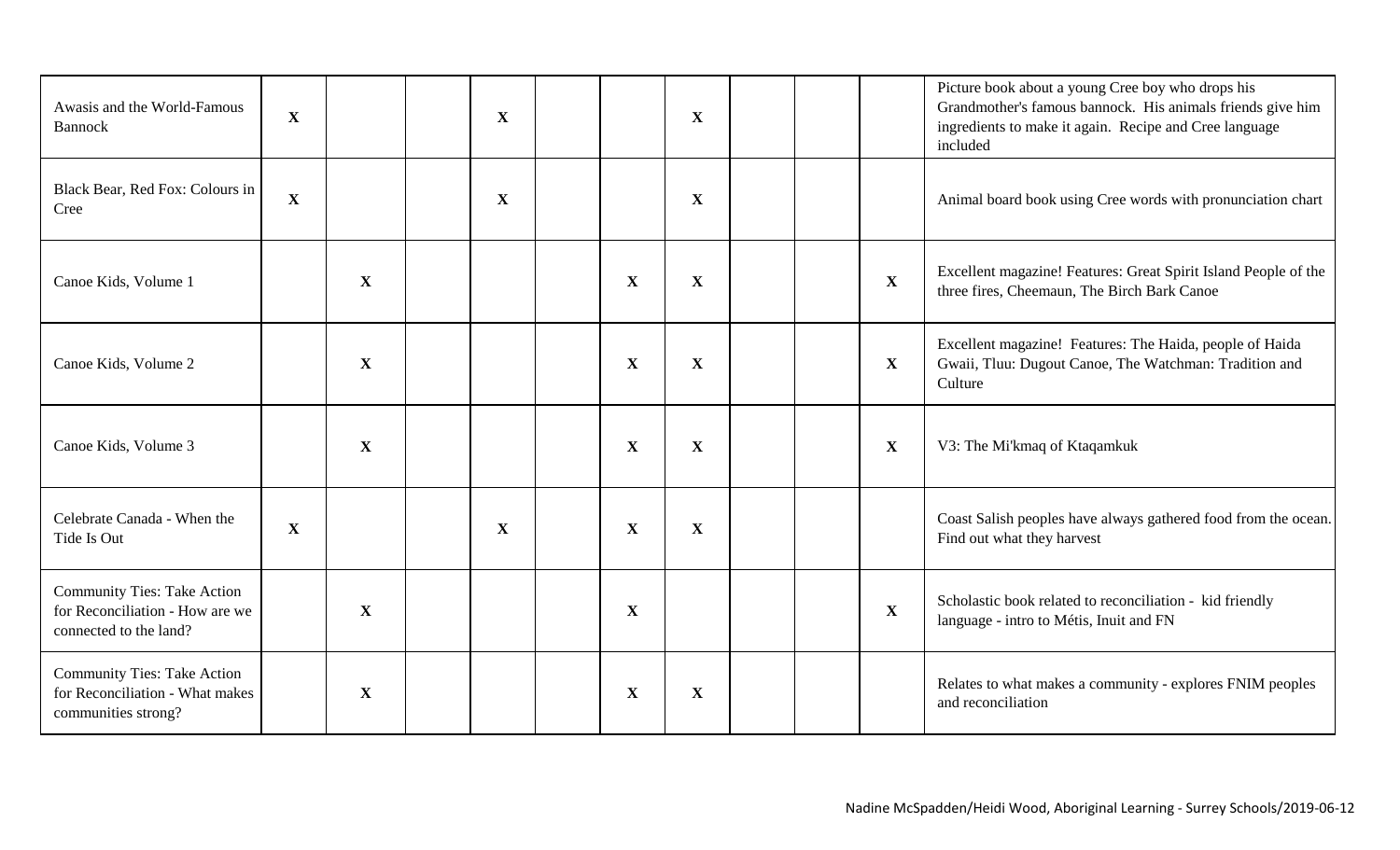| | | | | | | | | | | | |
|---|---|---|---|---|---|---|---|---|---|---|---|
| Awasis and the World-Famous Bannock | X | | | X | | | X | | | | Picture book about a young Cree boy who drops his Grandmother's famous bannock. His animals friends give him ingredients to make it again. Recipe and Cree language included |
| Black Bear, Red Fox: Colours in Cree | X | | | X | | | X | | | | Animal board book using Cree words with pronunciation chart |
| Canoe Kids, Volume 1 | | X | | | | X | X | | | X | Excellent magazine! Features: Great Spirit Island People of the three fires, Cheemaun, The Birch Bark Canoe |
| Canoe Kids, Volume 2 | | X | | | | X | X | | | X | Excellent magazine! Features: The Haida, people of Haida Gwaii, Tluu: Dugout Canoe, The Watchman: Tradition and Culture |
| Canoe Kids, Volume 3 | | X | | | | X | X | | | X | V3: The Mi'kmaq of Ktaqamkuk |
| Celebrate Canada - When the Tide Is Out | X | | | X | | X | X | | | | Coast Salish peoples have always gathered food from the ocean. Find out what they harvest |
| Community Ties: Take Action for Reconciliation - How are we connected to the land? | | X | | | | X | | | | X | Scholastic book related to reconciliation - kid friendly language - intro to Métis, Inuit and FN |
| Community Ties: Take Action for Reconciliation - What makes communities strong? | | X | | | | X | X | | | | Relates to what makes a community - explores FNIM peoples and reconciliation |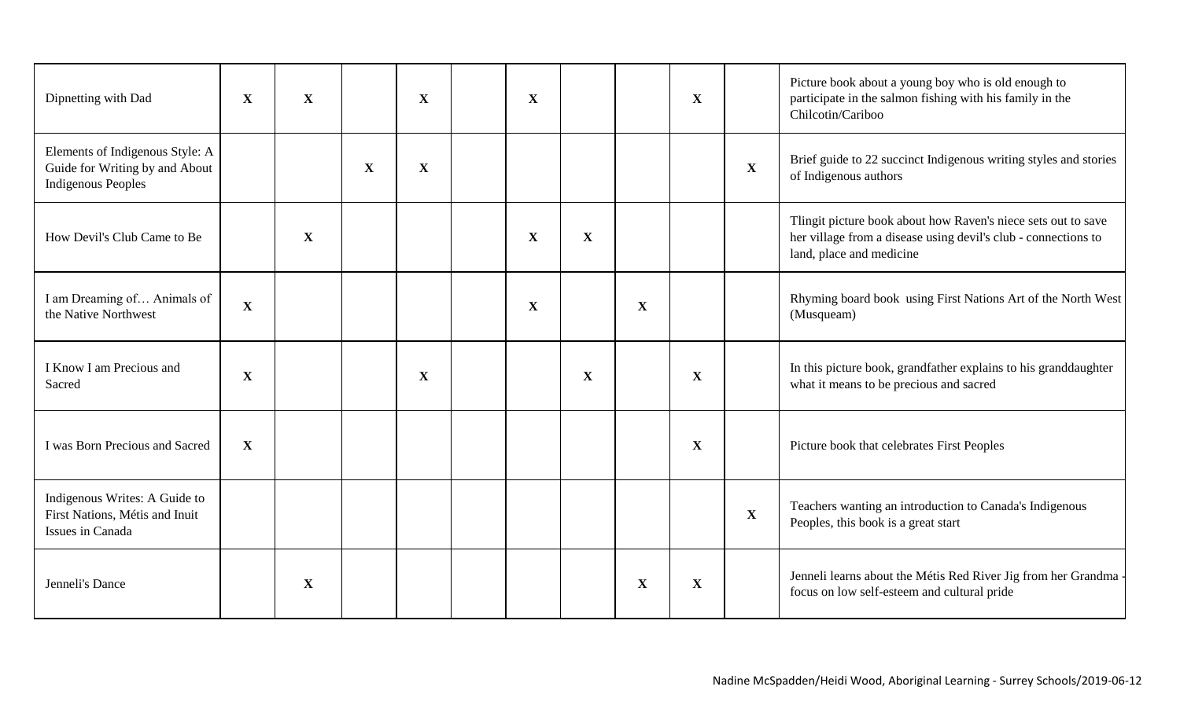| | | | | | | | | | | | |
|---|---|---|---|---|---|---|---|---|---|---|---|
| Dipnetting with Dad | X | X | | X | | X | | | X | | Picture book about a young boy who is old enough to participate in the salmon fishing with his family in the Chilcotin/Cariboo |
| Elements of Indigenous Style: A Guide for Writing by and About Indigenous Peoples | | | X | X | | | | | | X | Brief guide to 22 succinct Indigenous writing styles and stories of Indigenous authors |
| How Devil's Club Came to Be | | X | | | | X | X | | | | Tlingit picture book about how Raven's niece sets out to save her village from a disease using devil's club - connections to land, place and medicine |
| I am Dreaming of… Animals of the Native Northwest | X | | | | | X | | X | | | Rhyming board book using First Nations Art of the North West (Musqueam) |
| I Know I am Precious and Sacred | X | | | X | | | X | | X | | In this picture book, grandfather explains to his granddaughter what it means to be precious and sacred |
| I was Born Precious and Sacred | X | | | | | | | | X | | Picture book that celebrates First Peoples |
| Indigenous Writes: A Guide to First Nations, Métis and Inuit Issues in Canada | | | | | | | | | | X | Teachers wanting an introduction to Canada's Indigenous Peoples, this book is a great start |
| Jenneli's Dance | | X | | | | | | X | X | | Jenneli learns about the Métis Red River Jig from her Grandma - focus on low self-esteem and cultural pride |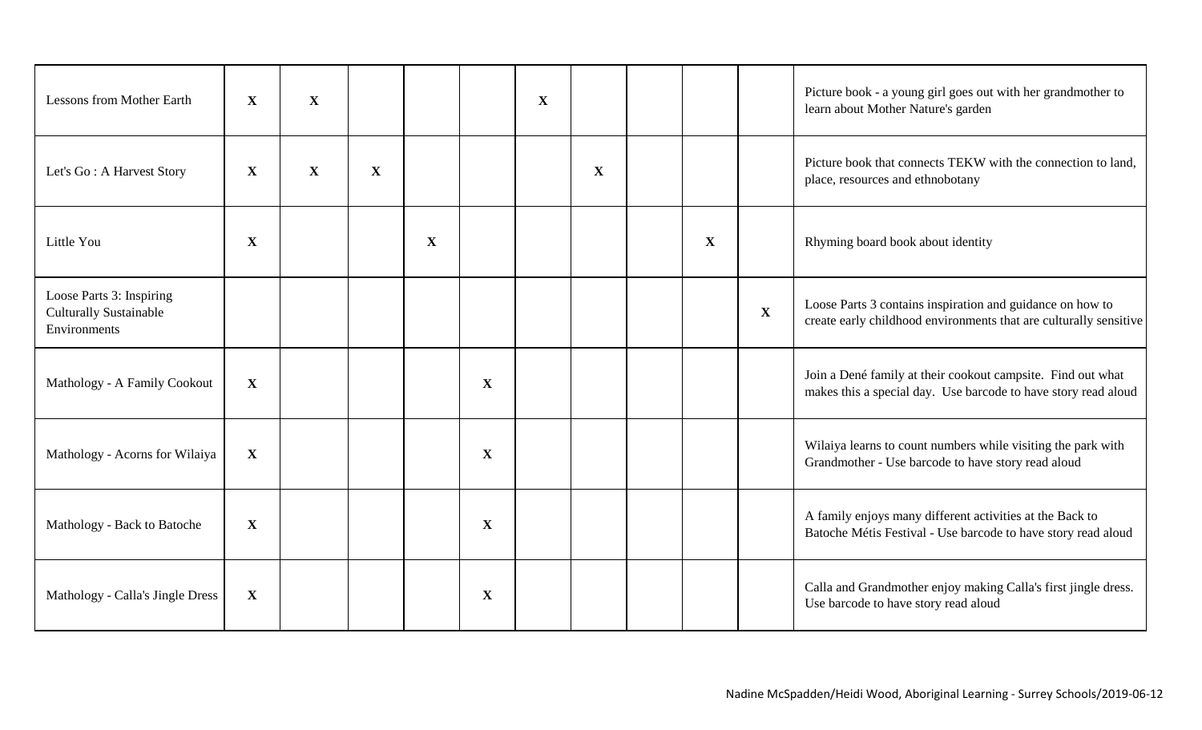| | | | | | | | | | | | |
|---|---|---|---|---|---|---|---|---|---|---|---|
| Lessons from Mother Earth | X | X | | | | X | | | | | Picture book - a young girl goes out with her grandmother to learn about Mother Nature's garden |
| Let's Go : A Harvest Story | X | X | X | | | | X | | | | Picture book that connects TEKW with the connection to land, place, resources and ethnobotany |
| Little You | X | | | X | | | | | X | | Rhyming board book about identity |
| Loose Parts 3: Inspiring Culturally Sustainable Environments | | | | | | | | | | X | Loose Parts 3 contains inspiration and guidance on how to create early childhood environments that are culturally sensitive |
| Mathology - A Family Cookout | X | | | | X | | | | | | Join a Dené family at their cookout campsite. Find out what makes this a special day. Use barcode to have story read aloud |
| Mathology - Acorns for Wilaiya | X | | | | X | | | | | | Wilaiya learns to count numbers while visiting the park with Grandmother - Use barcode to have story read aloud |
| Mathology - Back to Batoche | X | | | | X | | | | | | A family enjoys many different activities at the Back to Batoche Métis Festival - Use barcode to have story read aloud |
| Mathology - Calla's Jingle Dress | X | | | | X | | | | | | Calla and Grandmother enjoy making Calla's first jingle dress. Use barcode to have story read aloud |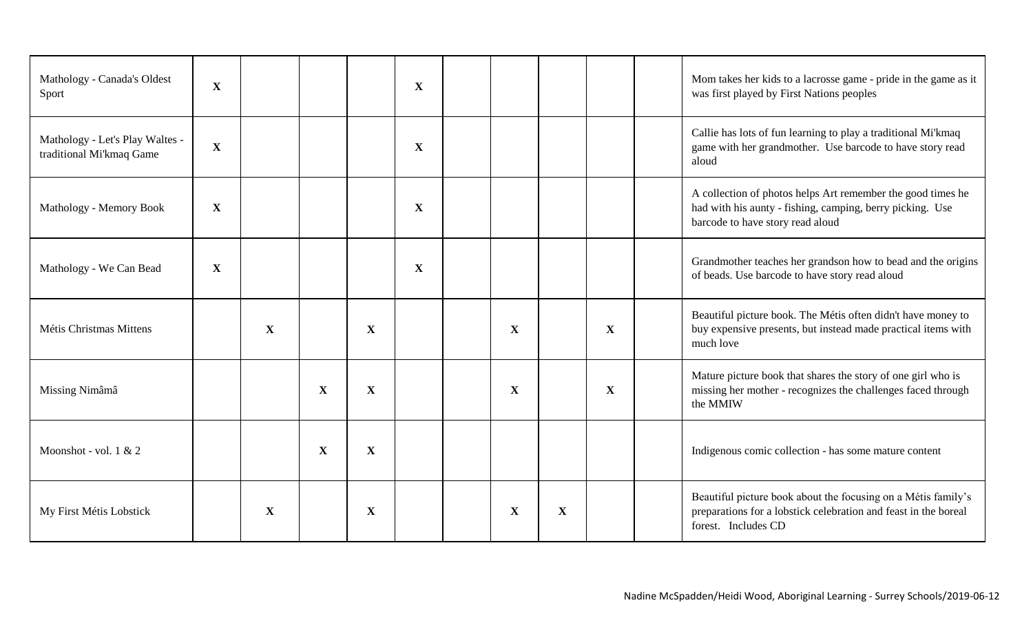| | | | | | | | | | | | |
|---|---|---|---|---|---|---|---|---|---|---|---|
| Mathology - Canada's Oldest Sport | X | | | | X | | | | | | Mom takes her kids to a lacrosse game - pride in the game as it was first played by First Nations peoples |
| Mathology - Let's Play Waltes - traditional Mi'kmaq Game | X | | | | X | | | | | | Callie has lots of fun learning to play a traditional Mi'kmaq game with her grandmother. Use barcode to have story read aloud |
| Mathology - Memory Book | X | | | | X | | | | | | A collection of photos helps Art remember the good times he had with his aunty - fishing, camping, berry picking. Use barcode to have story read aloud |
| Mathology - We Can Bead | X | | | | X | | | | | | Grandmother teaches her grandson how to bead and the origins of beads. Use barcode to have story read aloud |
| Métis Christmas Mittens | | X | | X | | | X | | X | | Beautiful picture book. The Métis often didn't have money to buy expensive presents, but instead made practical items with much love |
| Missing Nimâmâ | | | X | X | | | X | | X | | Mature picture book that shares the story of one girl who is missing her mother - recognizes the challenges faced through the MMIW |
| Moonshot - vol. 1 & 2 | | | X | X | | | | | | | Indigenous comic collection - has some mature content |
| My First Métis Lobstick | | X | | X | | | X | X | | | Beautiful picture book about the focusing on a Métis family's preparations for a lobstick celebration and feast in the boreal forest. Includes CD |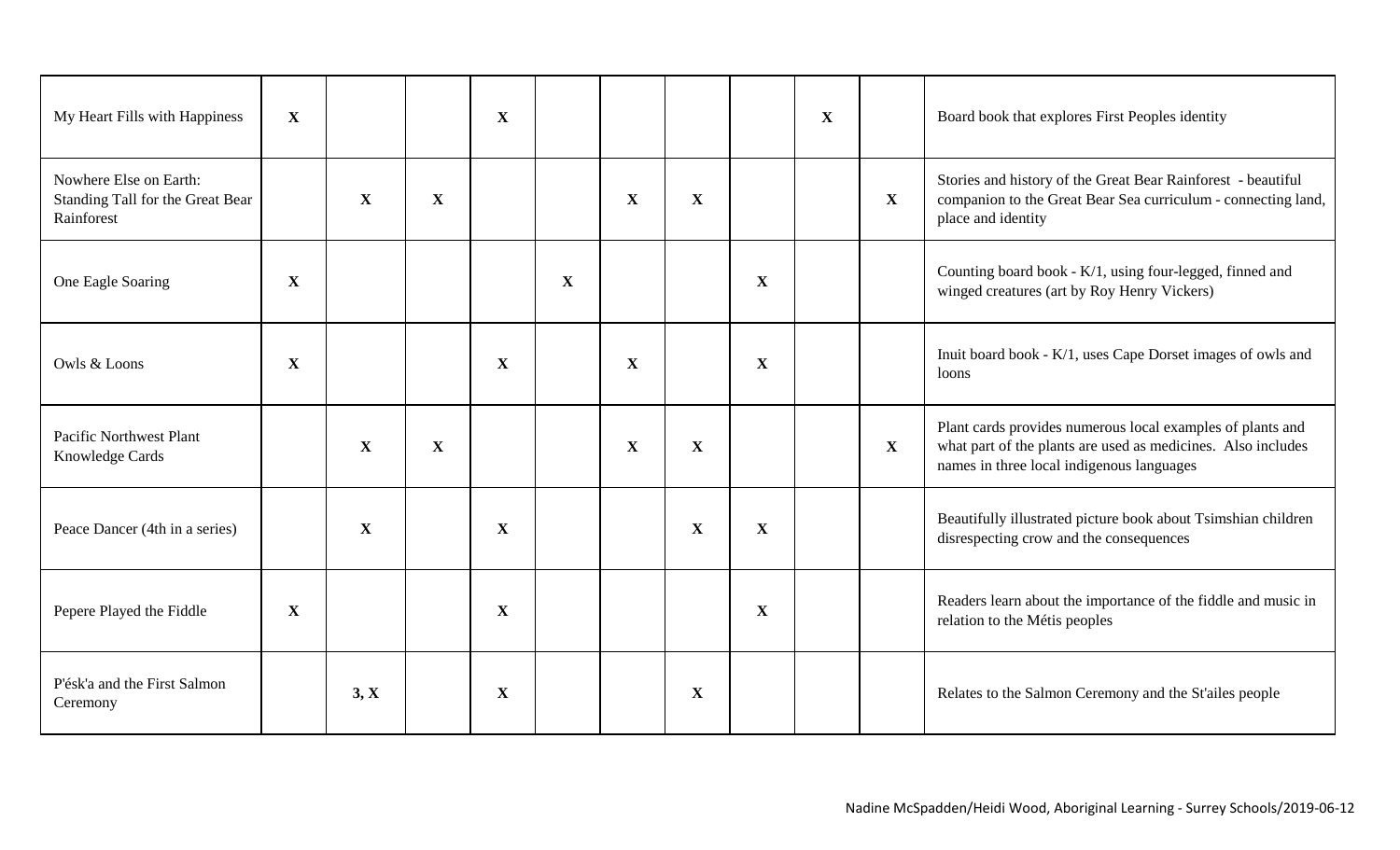| | | | | | | | | | | | |
|---|---|---|---|---|---|---|---|---|---|---|---|
| My Heart Fills with Happiness | X | | | X | | | | | X | | Board book that explores First Peoples identity |
| Nowhere Else on Earth: Standing Tall for the Great Bear Rainforest | | X | X | | | X | X | | | X | Stories and history of the Great Bear Rainforest - beautiful companion to the Great Bear Sea curriculum - connecting land, place and identity |
| One Eagle Soaring | X | | | | X | | | X | | | Counting board book - K/1, using four-legged, finned and winged creatures (art by Roy Henry Vickers) |
| Owls & Loons | X | | | X | | X | | X | | | Inuit board book - K/1, uses Cape Dorset images of owls and loons |
| Pacific Northwest Plant Knowledge Cards | | X | X | | | X | X | | | X | Plant cards provides numerous local examples of plants and what part of the plants are used as medicines. Also includes names in three local indigenous languages |
| Peace Dancer (4th in a series) | | X | | X | | | X | X | | | Beautifully illustrated picture book about Tsimshian children disrespecting crow and the consequences |
| Pepere Played the Fiddle | X | | | X | | | | X | | | Readers learn about the importance of the fiddle and music in relation to the Métis peoples |
| P'ésk'a and the First Salmon Ceremony | | 3, X | | X | | | X | | | | Relates to the Salmon Ceremony and the St'ailes people |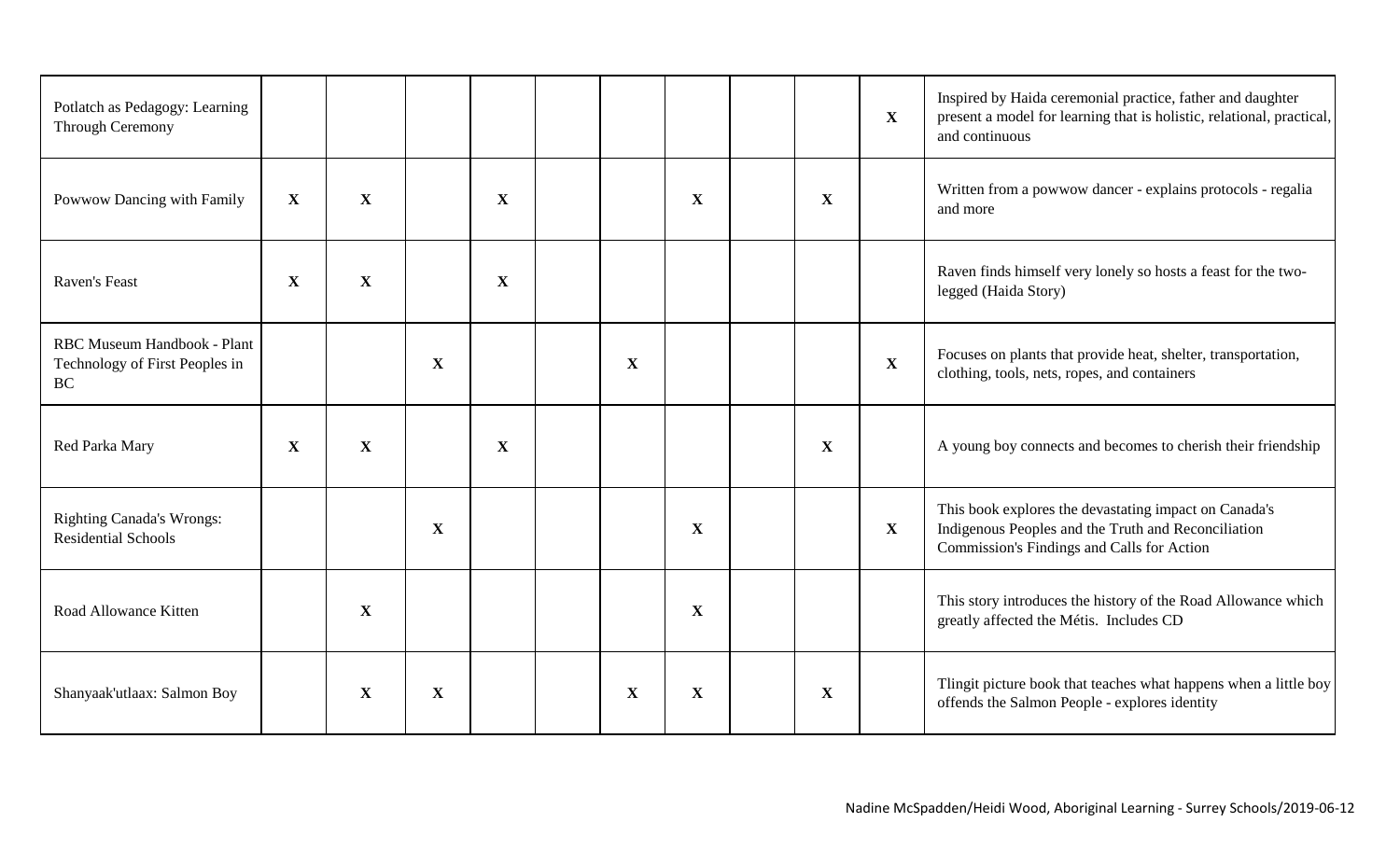| | | | | | | | | | | | |
|---|---|---|---|---|---|---|---|---|---|---|---|
| Potlatch as Pedagogy: Learning Through Ceremony | | | | | | | | | | X | Inspired by Haida ceremonial practice, father and daughter present a model for learning that is holistic, relational, practical, and continuous |
| Powwow Dancing with Family | X | X | | X | | | X | | X | | Written from a powwow dancer - explains protocols - regalia and more |
| Raven's Feast | X | X | | X | | | | | | | Raven finds himself very lonely so hosts a feast for the two-legged (Haida Story) |
| RBC Museum Handbook - Plant Technology of First Peoples in BC | | | X | | | X | | | | X | Focuses on plants that provide heat, shelter, transportation, clothing, tools, nets, ropes, and containers |
| Red Parka Mary | X | X | | X | | | | | X | | A young boy connects and becomes to cherish their friendship |
| Righting Canada's Wrongs: Residential Schools | | | X | | | | X | | | X | This book explores the devastating impact on Canada's Indigenous Peoples and the Truth and Reconciliation Commission's Findings and Calls for Action |
| Road Allowance Kitten | | X | | | | | X | | | | This story introduces the history of the Road Allowance which greatly affected the Métis. Includes CD |
| Shanyaak'utlaax: Salmon Boy | | X | X | | | X | X | | X | | Tlingit picture book that teaches what happens when a little boy offends the Salmon People - explores identity |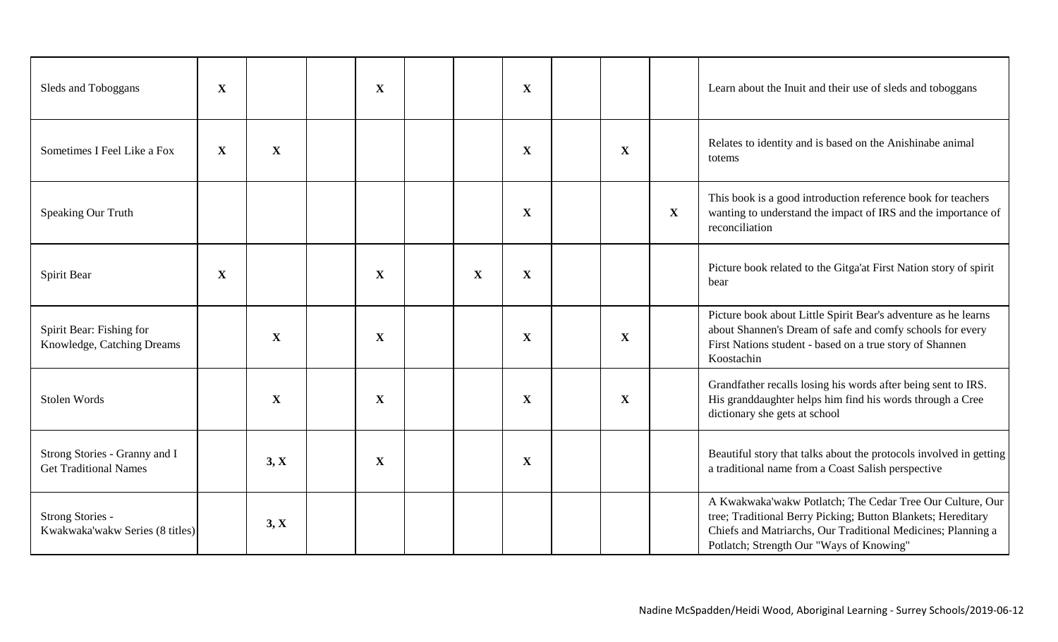| | | | | | | | | | | | |
|---|---|---|---|---|---|---|---|---|---|---|---|
| Sleds and Toboggans | X | | | X | | | X | | | | Learn about the Inuit and their use of sleds and toboggans |
| Sometimes I Feel Like a Fox | X | X | | | | | X | | X | | Relates to identity and is based on the Anishinabe animal totems |
| Speaking Our Truth | | | | | | | X | | | X | This book is a good introduction reference book for teachers wanting to understand the impact of IRS and the importance of reconciliation |
| Spirit Bear | X | | | X | | X | X | | | | Picture book related to the Gitga'at First Nation story of spirit bear |
| Spirit Bear: Fishing for Knowledge, Catching Dreams | | X | | X | | | X | | X | | Picture book about Little Spirit Bear's adventure as he learns about Shannen's Dream of safe and comfy schools for every First Nations student - based on a true story of Shannen Koostachin |
| Stolen Words | | X | | X | | | X | | X | | Grandfather recalls losing his words after being sent to IRS. His granddaughter helps him find his words through a Cree dictionary she gets at school |
| Strong Stories - Granny and I Get Traditional Names | | 3, X | | X | | | X | | | | Beautiful story that talks about the protocols involved in getting a traditional name from a Coast Salish perspective |
| Strong Stories - Kwakwaka'wakw Series (8 titles) | | 3, X | | | | | | | | | A Kwakwaka'wakw Potlatch; The Cedar Tree Our Culture, Our tree; Traditional Berry Picking; Button Blankets; Hereditary Chiefs and Matriarchs, Our Traditional Medicines; Planning a Potlatch; Strength Our "Ways of Knowing" |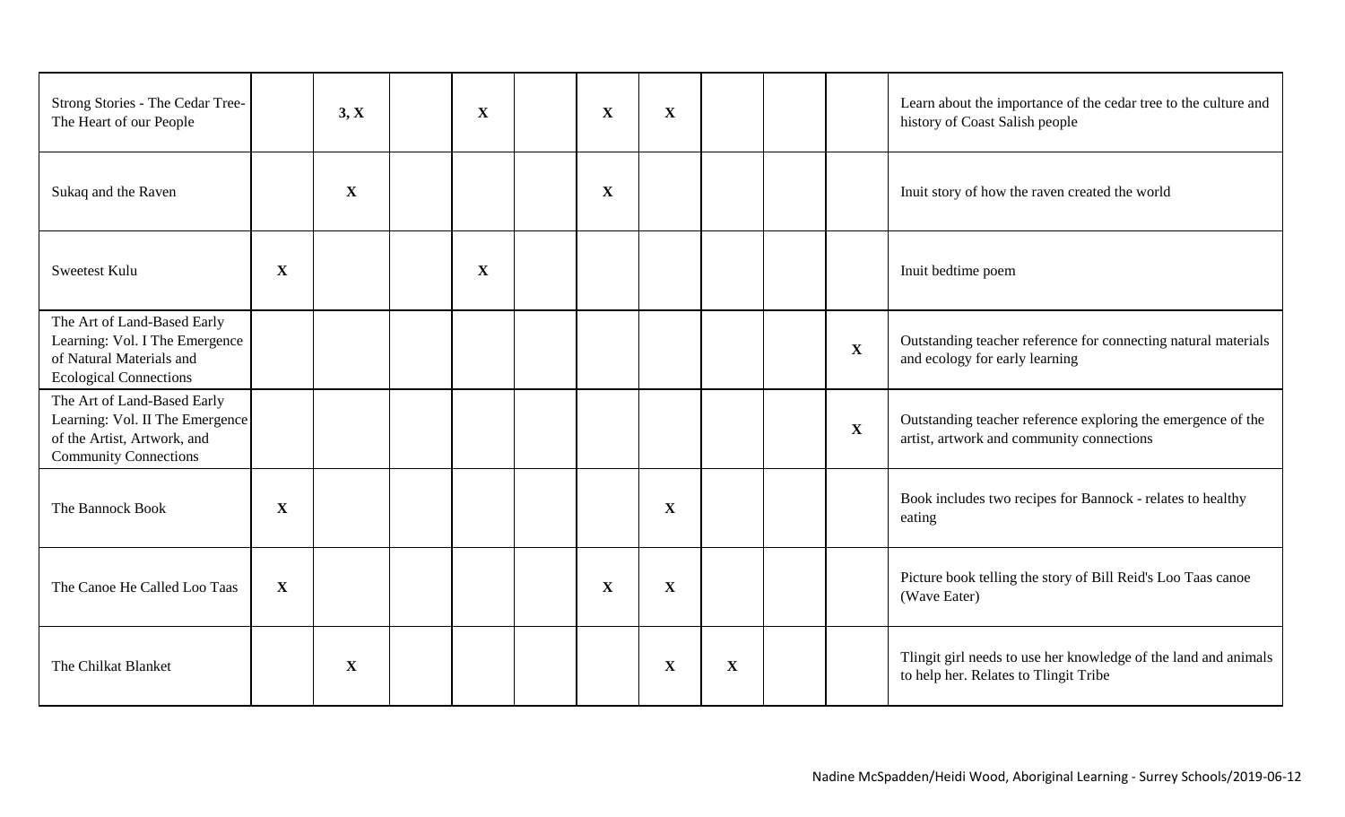| | | | | | | | | | | | |
|---|---|---|---|---|---|---|---|---|---|---|---|
| Strong Stories - The Cedar Tree- The Heart of our People | | **3, X** | | **X** | | **X** | **X** | | | | Learn about the importance of the cedar tree to the culture and history of Coast Salish people |
| Sukaq and the Raven | | **X** | | | | **X** | | | | | Inuit story of how the raven created the world |
| Sweetest Kulu | **X** | | | **X** | | | | | | | Inuit bedtime poem |
| The Art of Land-Based Early Learning: Vol. I The Emergence of Natural Materials and Ecological Connections | | | | | | | | | | **X** | Outstanding teacher reference for connecting natural materials and ecology for early learning |
| The Art of Land-Based Early Learning: Vol. II The Emergence of the Artist, Artwork, and Community Connections | | | | | | | | | | **X** | Outstanding teacher reference exploring the emergence of the artist, artwork and community connections |
| The Bannock Book | **X** | | | | | | **X** | | | | Book includes two recipes for Bannock - relates to healthy eating |
| The Canoe He Called Loo Taas | **X** | | | | | **X** | **X** | | | | Picture book telling the story of Bill Reid's Loo Taas canoe (Wave Eater) |
| The Chilkat Blanket | | **X** | | | | | **X** | **X** | | | Tlingit girl needs to use her knowledge of the land and animals to help her. Relates to Tlingit Tribe |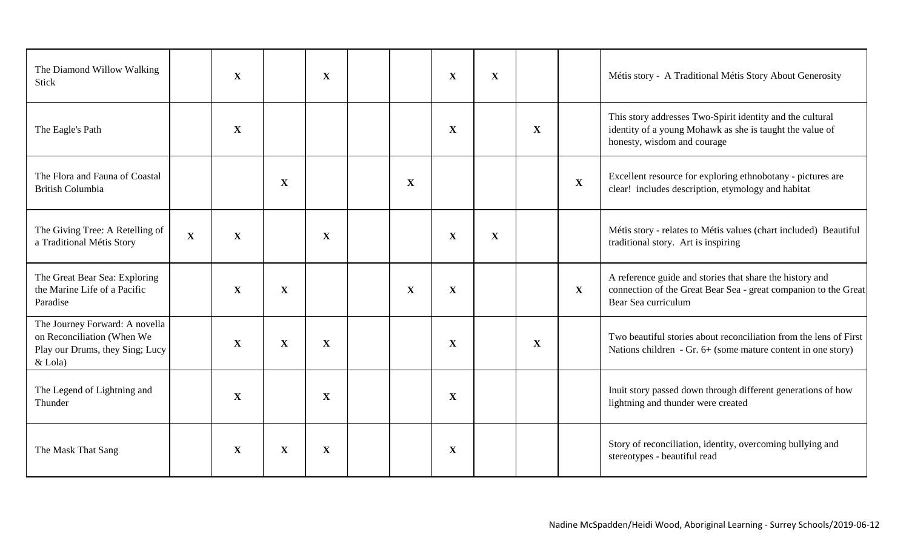| | | | | | | | | | | | |
|---|---|---|---|---|---|---|---|---|---|---|---|
| The Diamond Willow Walking Stick | | X | | X | | | X | X | | | Métis story - A Traditional Métis Story About Generosity |
| The Eagle's Path | | X | | | | | X | | X | | This story addresses Two-Spirit identity and the cultural identity of a young Mohawk as she is taught the value of honesty, wisdom and courage |
| The Flora and Fauna of Coastal British Columbia | | | X | | | X | | | | X | Excellent resource for exploring ethnobotany - pictures are clear! includes description, etymology and habitat |
| The Giving Tree: A Retelling of a Traditional Métis Story | X | X | | X | | | X | X | | | Métis story - relates to Métis values (chart included) Beautiful traditional story. Art is inspiring |
| The Great Bear Sea: Exploring the Marine Life of a Pacific Paradise | | X | X | | | X | X | | | X | A reference guide and stories that share the history and connection of the Great Bear Sea - great companion to the Great Bear Sea curriculum |
| The Journey Forward: A novella on Reconciliation (When We Play our Drums, they Sing; Lucy & Lola) | | X | X | X | | | X | | X | | Two beautiful stories about reconciliation from the lens of First Nations children - Gr. 6+ (some mature content in one story) |
| The Legend of Lightning and Thunder | | X | | X | | | X | | | | Inuit story passed down through different generations of how lightning and thunder were created |
| The Mask That Sang | | X | X | X | | | X | | | | Story of reconciliation, identity, overcoming bullying and stereotypes - beautiful read |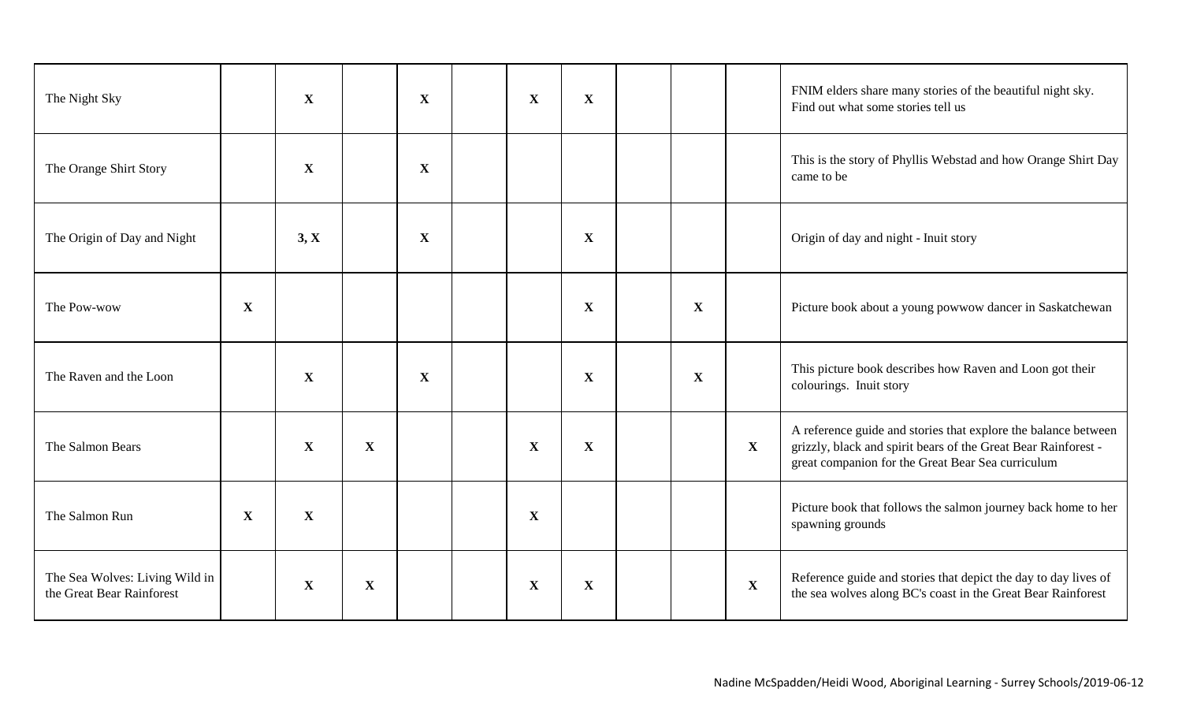| | | | | | | | | | | | |
|---|---|---|---|---|---|---|---|---|---|---|---|
| The Night Sky | | **X** | | **X** | | **X** | **X** | | | | FNIM elders share many stories of the beautiful night sky. Find out what some stories tell us |
| The Orange Shirt Story | | **X** | | **X** | | | | | | | This is the story of Phyllis Webstad and how Orange Shirt Day came to be |
| The Origin of Day and Night | | **3, X** | | **X** | | | **X** | | | | Origin of day and night - Inuit story |
| The Pow-wow | **X** | | | | | | **X** | | **X** | | Picture book about a young powwow dancer in Saskatchewan |
| The Raven and the Loon | | **X** | | **X** | | | **X** | | **X** | | This picture book describes how Raven and Loon got their colourings. Inuit story |
| The Salmon Bears | | **X** | **X** | | | **X** | **X** | | | **X** | A reference guide and stories that explore the balance between grizzly, black and spirit bears of the Great Bear Rainforest - great companion for the Great Bear Sea curriculum |
| The Salmon Run | **X** | **X** | | | | **X** | | | | | Picture book that follows the salmon journey back home to her spawning grounds |
| The Sea Wolves: Living Wild in the Great Bear Rainforest | | **X** | **X** | | | **X** | **X** | | | **X** | Reference guide and stories that depict the day to day lives of the sea wolves along BC's coast in the Great Bear Rainforest |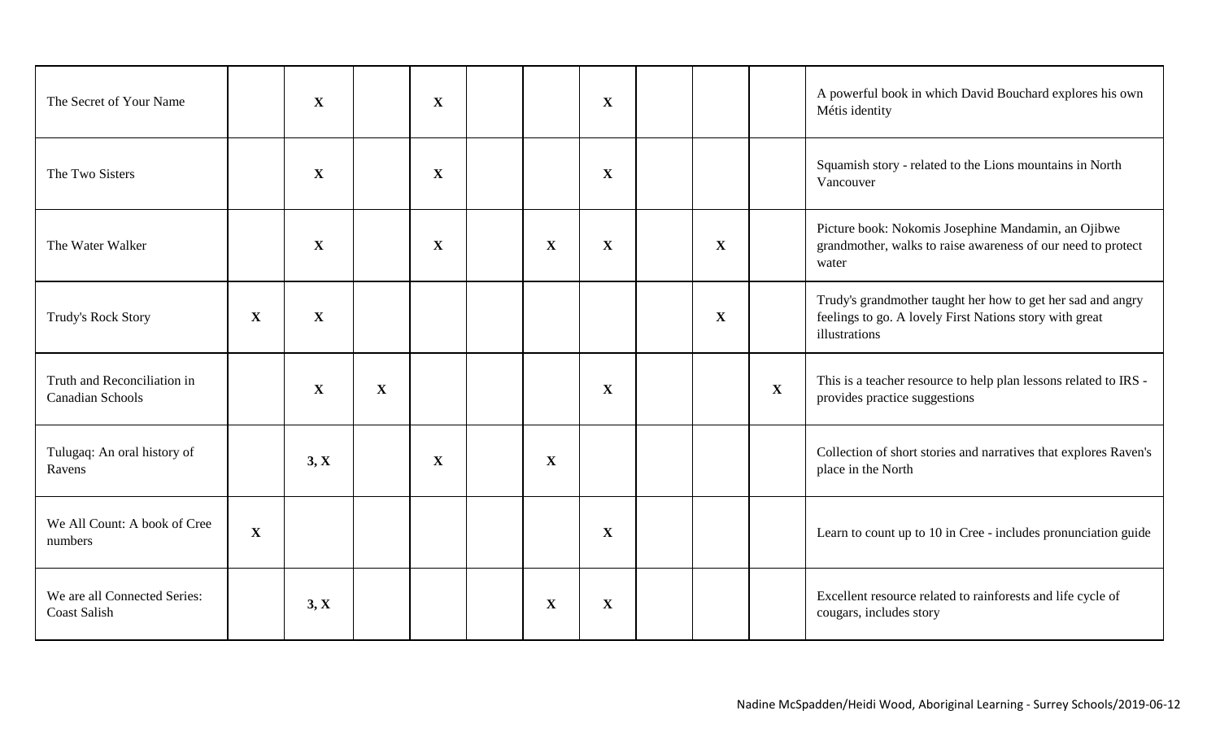| | | | | | | | | | | | |
|---|---|---|---|---|---|---|---|---|---|---|---|
| The Secret of Your Name | | X | | X | | | X | | | | A powerful book in which David Bouchard explores his own Métis identity |
| The Two Sisters | | X | | X | | | X | | | | Squamish story - related to the Lions mountains in North Vancouver |
| The Water Walker | | X | | X | | X | X | | X | | Picture book: Nokomis Josephine Mandamin, an Ojibwe grandmother, walks to raise awareness of our need to protect water |
| Trudy's Rock Story | X | X | | | | | | | X | | Trudy's grandmother taught her how to get her sad and angry feelings to go. A lovely First Nations story with great illustrations |
| Truth and Reconciliation in Canadian Schools | | X | X | | | | X | | | X | This is a teacher resource to help plan lessons related to IRS - provides practice suggestions |
| Tulugaq: An oral history of Ravens | | 3, X | | X | | X | | | | | Collection of short stories and narratives that explores Raven's place in the North |
| We All Count: A book of Cree numbers | X | | | | | | X | | | | Learn to count up to 10 in Cree - includes pronunciation guide |
| We are all Connected Series: Coast Salish | | 3, X | | | | X | X | | | | Excellent resource related to rainforests and life cycle of cougars, includes story |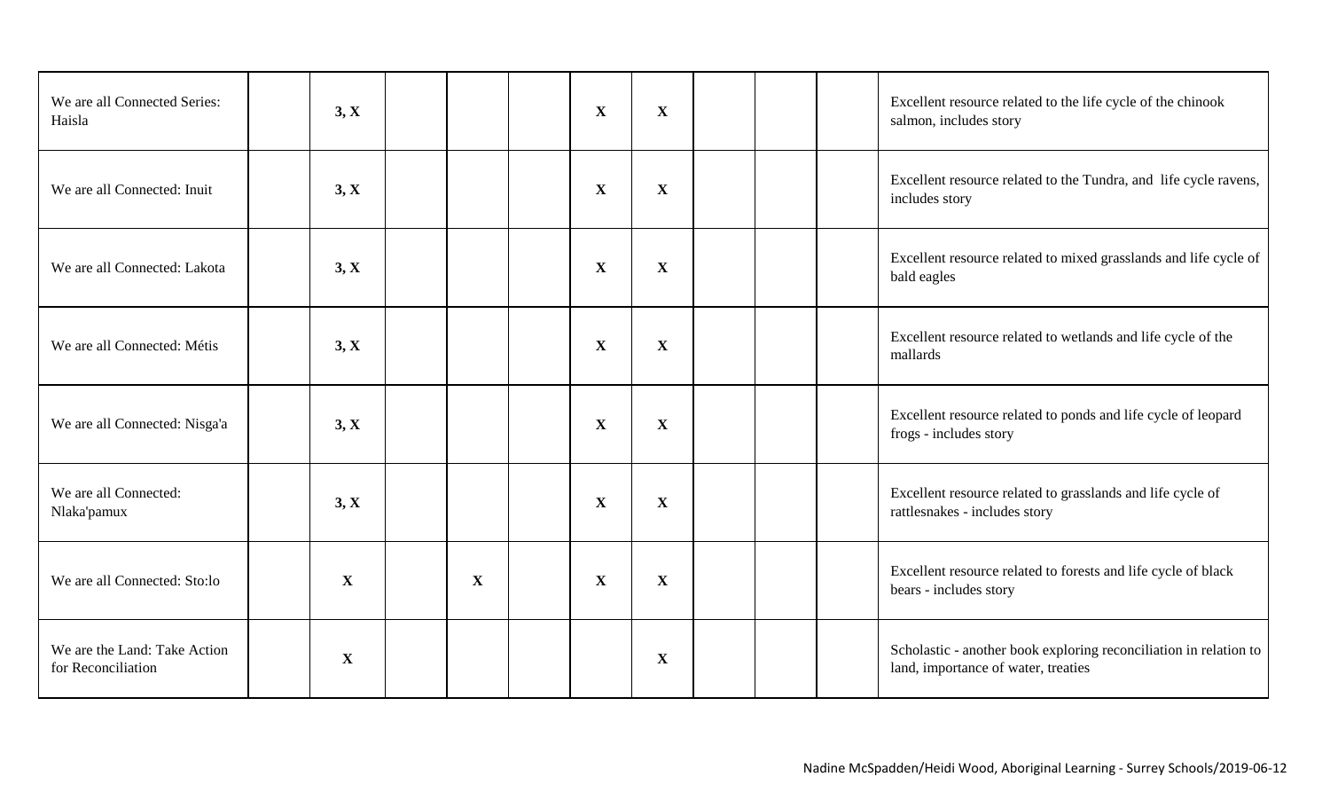| | | | | | | | | | | | |
|---|---|---|---|---|---|---|---|---|---|---|---|
| We are all Connected Series: Haisla | | **3, X** | | | | **X** | **X** | | | | Excellent resource related to the life cycle of the chinook salmon, includes story |
| We are all Connected: Inuit | | **3, X** | | | | **X** | **X** | | | | Excellent resource related to the Tundra, and life cycle ravens, includes story |
| We are all Connected: Lakota | | **3, X** | | | | **X** | **X** | | | | Excellent resource related to mixed grasslands and life cycle of bald eagles |
| We are all Connected: Métis | | **3, X** | | | | **X** | **X** | | | | Excellent resource related to wetlands and life cycle of the mallards |
| We are all Connected: Nisga'a | | **3, X** | | | | **X** | **X** | | | | Excellent resource related to ponds and life cycle of leopard frogs - includes story |
| We are all Connected: Nlaka'pamux | | **3, X** | | | | **X** | **X** | | | | Excellent resource related to grasslands and life cycle of rattlesnakes - includes story |
| We are all Connected: Sto:lo | | **X** | | **X** | | **X** | **X** | | | | Excellent resource related to forests and life cycle of black bears - includes story |
| We are the Land: Take Action for Reconciliation | | **X** | | | | | **X** | | | | Scholastic - another book exploring reconciliation in relation to land, importance of water, treaties |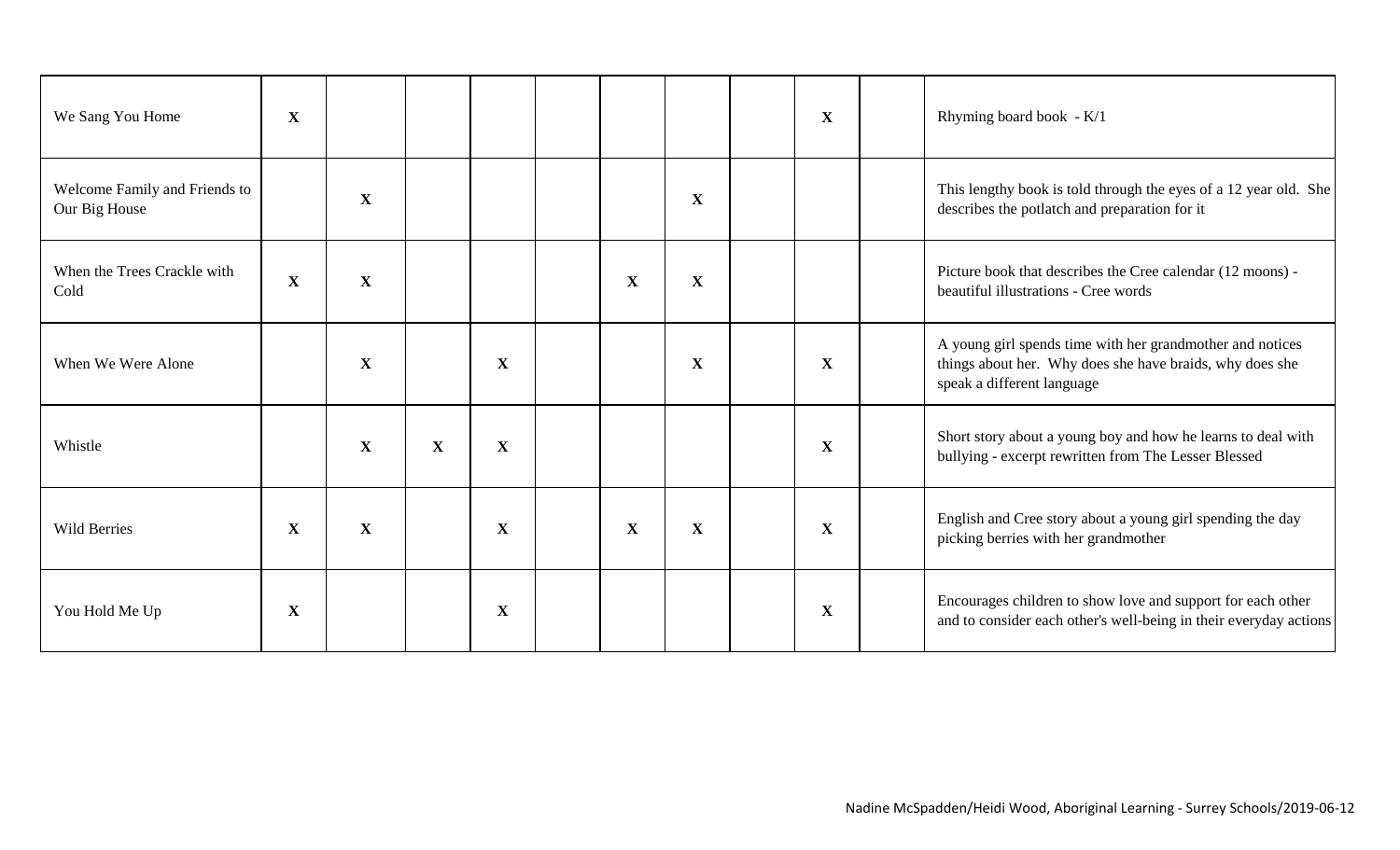| | | | | | | | | | | | |
|---|---|---|---|---|---|---|---|---|---|---|---|
| We Sang You Home | X | | | | | | | | X | | Rhyming board book - K/1 |
| Welcome Family and Friends to Our Big House | | X | | | | | X | | | | This lengthy book is told through the eyes of a 12 year old. She describes the potlatch and preparation for it |
| When the Trees Crackle with Cold | X | X | | | | X | X | | | | Picture book that describes the Cree calendar (12 moons) - beautiful illustrations - Cree words |
| When We Were Alone | | X | | X | | | X | | X | | A young girl spends time with her grandmother and notices things about her. Why does she have braids, why does she speak a different language |
| Whistle | | X | X | X | | | | | X | | Short story about a young boy and how he learns to deal with bullying - excerpt rewritten from The Lesser Blessed |
| Wild Berries | X | X | | X | | X | X | | X | | English and Cree story about a young girl spending the day picking berries with her grandmother |
| You Hold Me Up | X | | | X | | | | | X | | Encourages children to show love and support for each other and to consider each other's well-being in their everyday actions |